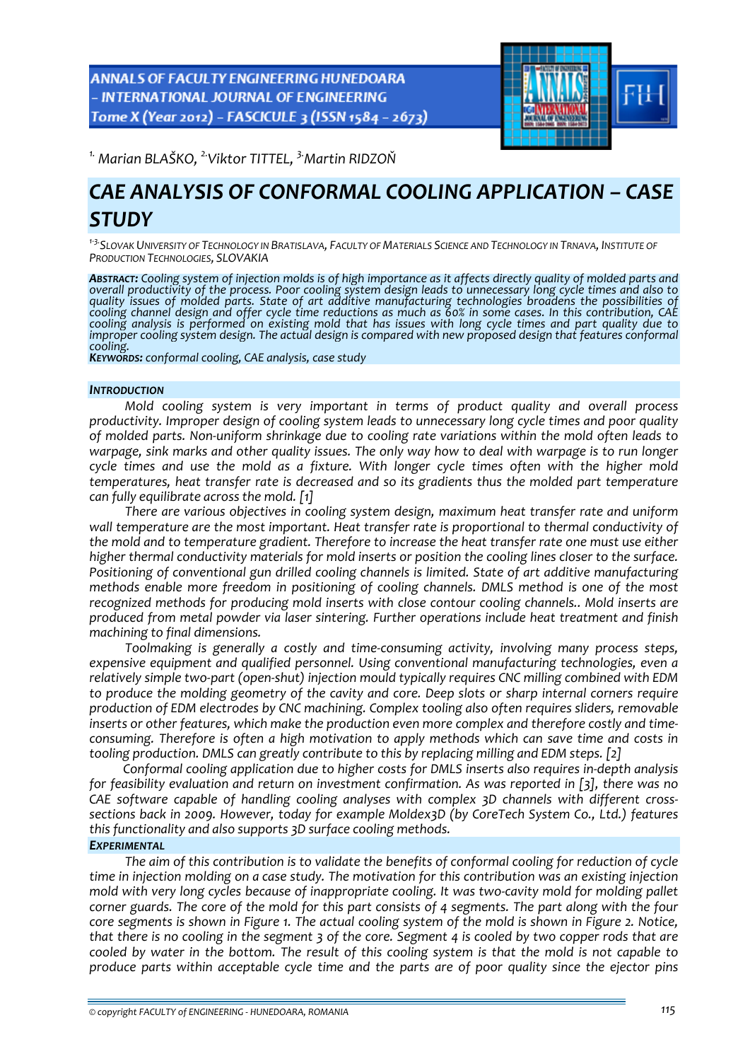[1.] Marian BLAŠKO, [2.] Viktor TITTEL, [3.] Martin RIDZOŇ

# CAE ANALYSIS OF CONFORMAL COOLING APPLICATION – CASE STUDY

[1-3.] SLOVAK UNIVERSITY OF TECHNOLOGY IN BRATISLAVA, FACULTY OF MATERIALS SCIENCE AND TECHNOLOGY IN TRNAVA, INSTITUTE OF PRODUCTION TECHNOLOGIES, SLOVAKIA

***ABSTRACT:*** *Cooling system of injection molds is of high importance as it affects directly quality of molded parts and overall productivity of the process. Poor cooling system design leads to unnecessary long cycle times and also to quality issues of molded parts. State of art additive manufacturing technologies broadens the possibilities of cooling channel design and offer cycle time reductions as much as 60% in some cases. In this contribution, CAE cooling analysis is performed on existing mold that has issues with long cycle times and part quality due to improper cooling system design. The actual design is compared with new proposed design that features conformal cooling.*

***KEYWORDS:*** *conformal cooling, CAE analysis, case study*

## INTRODUCTION

Mold cooling system is very important in terms of product quality and overall process productivity. Improper design of cooling system leads to unnecessary long cycle times and poor quality of molded parts. Non-uniform shrinkage due to cooling rate variations within the mold often leads to warpage, sink marks and other quality issues. The only way how to deal with warpage is to run longer cycle times and use the mold as a fixture. With longer cycle times often with the higher mold temperatures, heat transfer rate is decreased and so its gradients thus the molded part temperature can fully equilibrate across the mold. [1]

There are various objectives in cooling system design, maximum heat transfer rate and uniform wall temperature are the most important. Heat transfer rate is proportional to thermal conductivity of the mold and to temperature gradient. Therefore to increase the heat transfer rate one must use either higher thermal conductivity materials for mold inserts or position the cooling lines closer to the surface. Positioning of conventional gun drilled cooling channels is limited. State of art additive manufacturing methods enable more freedom in positioning of cooling channels. DMLS method is one of the most recognized methods for producing mold inserts with close contour cooling channels.. Mold inserts are produced from metal powder via laser sintering. Further operations include heat treatment and finish machining to final dimensions.

Toolmaking is generally a costly and time-consuming activity, involving many process steps, expensive equipment and qualified personnel. Using conventional manufacturing technologies, even a relatively simple two-part (open-shut) injection mould typically requires CNC milling combined with EDM to produce the molding geometry of the cavity and core. Deep slots or sharp internal corners require production of EDM electrodes by CNC machining. Complex tooling also often requires sliders, removable inserts or other features, which make the production even more complex and therefore costly and time-consuming. Therefore is often a high motivation to apply methods which can save time and costs in tooling production. DMLS can greatly contribute to this by replacing milling and EDM steps. [2]

Conformal cooling application due to higher costs for DMLS inserts also requires in-depth analysis for feasibility evaluation and return on investment confirmation. As was reported in [3], there was no CAE software capable of handling cooling analyses with complex 3D channels with different cross-sections back in 2009. However, today for example Moldex3D (by CoreTech System Co., Ltd.) features this functionality and also supports 3D surface cooling methods.

## EXPERIMENTAL

The aim of this contribution is to validate the benefits of conformal cooling for reduction of cycle time in injection molding on a case study. The motivation for this contribution was an existing injection mold with very long cycles because of inappropriate cooling. It was two-cavity mold for molding pallet corner guards. The core of the mold for this part consists of 4 segments. The part along with the four core segments is shown in Figure 1. The actual cooling system of the mold is shown in Figure 2. Notice, that there is no cooling in the segment 3 of the core. Segment 4 is cooled by two copper rods that are cooled by water in the bottom. The result of this cooling system is that the mold is not capable to produce parts within acceptable cycle time and the parts are of poor quality since the ejector pins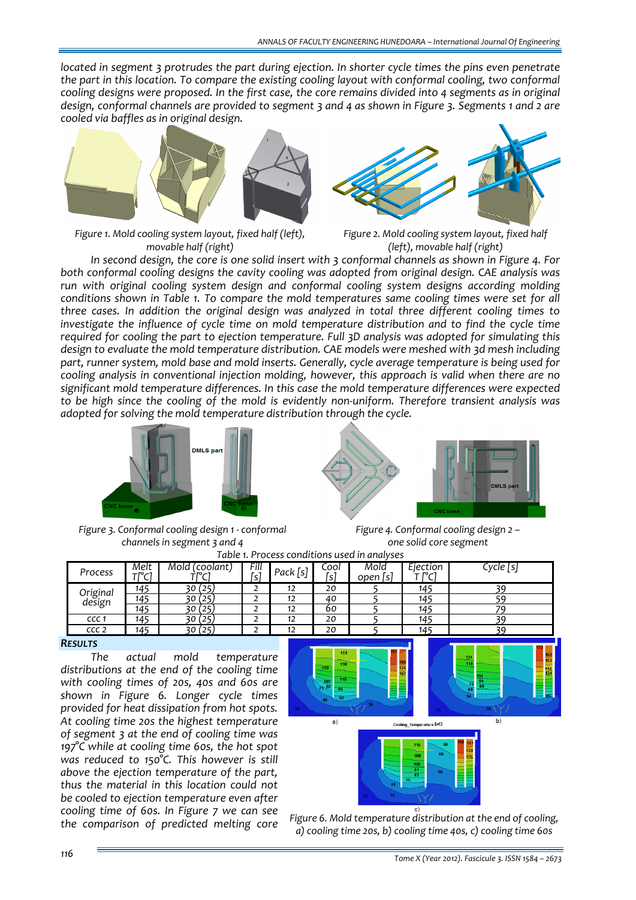*located in segment 3 protrudes the part during ejection. In shorter cycle times the pins even penetrate the part in this location. To compare the existing cooling layout with conformal cooling, two conformal cooling designs were proposed. In the first case, the core remains divided into 4 segments as in original design, conformal channels are provided to segment 3 and 4 as shown in Figure 3. Segments 1 and 2 are cooled via baffles as in original design.*

Figure 1. Mold cooling system layout, fixed half (left), movable half (right)

Figure 2. Mold cooling system layout, fixed half (left), movable half (right)

*In second design, the core is one solid insert with 3 conformal channels as shown in Figure 4. For both conformal cooling designs the cavity cooling was adopted from original design. CAE analysis was run with original cooling system design and conformal cooling system designs according molding conditions shown in Table 1. To compare the mold temperatures same cooling times were set for all three cases. In addition the original design was analyzed in total three different cooling times to investigate the influence of cycle time on mold temperature distribution and to find the cycle time required for cooling the part to ejection temperature. Full 3D analysis was adopted for simulating this design to evaluate the mold temperature distribution. CAE models were meshed with 3d mesh including part, runner system, mold base and mold inserts. Generally, cycle average temperature is being used for cooling analysis in conventional injection molding, however, this approach is valid when there are no significant mold temperature differences. In this case the mold temperature differences were expected to be high since the cooling of the mold is evidently non-uniform. Therefore transient analysis was adopted for solving the mold temperature distribution through the cycle.*

Figure 3. Conformal cooling design 1 - conformal channels in segment 3 and 4

Figure 4. Conformal cooling design 2 – one solid core segment

Table 1. Process conditions used in analyses

| Process | Melt T[°C] | Mold (coolant) T[°C] | Fill [s] | Pack [s] | Cool [s] | Mold open [s] | Ejection T [°C] | Cycle [s] |
|---|---|---|---|---|---|---|---|---|
| Original design | 145 | 30 (25) | 2 | 12 | 20 | 5 | 145 | 39 |
| | 145 | 30 (25) | 2 | 12 | 40 | 5 | 145 | 59 |
| | 145 | 30 (25) | 2 | 12 | 60 | 5 | 145 | 79 |
| CCC 1 | 145 | 30 (25) | 2 | 12 | 20 | 5 | 145 | 39 |
| CCC 2 | 145 | 30 (25) | 2 | 12 | 20 | 5 | 145 | 39 |

## RESULTS

The actual mold temperature distributions at the end of the cooling time with cooling times of 20s, 40s and 60s are shown in Figure 6. Longer cycle times provided for heat dissipation from hot spots. At cooling time 20s the highest temperature of segment 3 at the end of cooling time was 197°C while at cooling time 60s, the hot spot was reduced to 150°C. This however is still above the ejection temperature of the part, thus the material in this location could not be cooled to ejection temperature even after cooling time of 60s. In Figure 7 we can see the comparison of predicted melting core

Figure 6. Mold temperature distribution at the end of cooling, a) cooling time 20s, b) cooling time 40s, c) cooling time 60s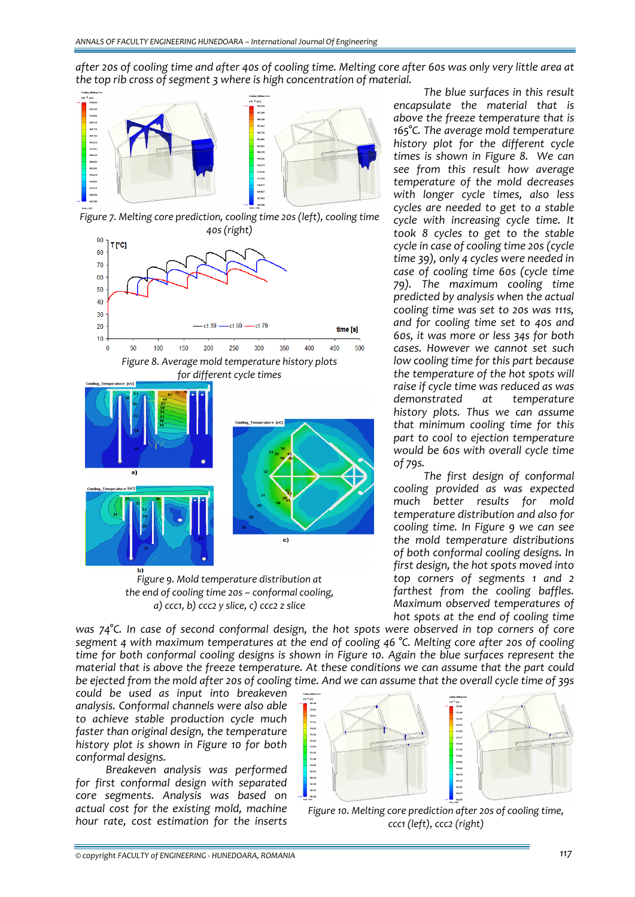*after 20s of cooling time and after 40s of cooling time. Melting core after 60s was only very little area at the top rib cross of segment 3 where is high concentration of material.*

Figure 7. Melting core prediction, cooling time 20s (left), cooling time 40s (right)

Figure 8. Average mold temperature history plots for different cycle times

Figure 9. Mold temperature distribution at the end of cooling time 20s – conformal cooling, a) ccc1, b) ccc2 y slice, c) ccc2 z slice

*The blue surfaces in this result encapsulate the material that is above the freeze temperature that is 165°C. The average mold temperature history plot for the different cycle times is shown in Figure 8. We can see from this result how average temperature of the mold decreases with longer cycle times, also less cycles are needed to get to a stable cycle with increasing cycle time. It took 8 cycles to get to the stable cycle in case of cooling time 20s (cycle time 39), only 4 cycles were needed in case of cooling time 60s (cycle time 79). The maximum cooling time predicted by analysis when the actual cooling time was set to 20s was 111s, and for cooling time set to 40s and 60s, it was more or less 34s for both cases. However we cannot set such low cooling time for this part because the temperature of the hot spots will raise if cycle time was reduced as was demonstrated at temperature history plots. Thus we can assume that minimum cooling time for this part to cool to ejection temperature would be 60s with overall cycle time of 79s.*

*The first design of conformal cooling provided as was expected much better results for mold temperature distribution and also for cooling time. In Figure 9 we can see the mold temperature distributions of both conformal cooling designs. In first design, the hot spots moved into top corners of segments 1 and 2 farthest from the cooling baffles. Maximum observed temperatures of hot spots at the end of cooling time was 74°C. In case of second conformal design, the hot spots were observed in top corners of core segment 4 with maximum temperatures at the end of cooling 46 °C. Melting core after 20s of cooling time for both conformal cooling designs is shown in Figure 10. Again the blue surfaces represent the material that is above the freeze temperature. At these conditions we can assume that the part could be ejected from the mold after 20s of cooling time. And we can assume that the overall cycle time of 39s could be used as input into breakeven analysis. Conformal channels were also able to achieve stable production cycle much faster than original design, the temperature history plot is shown in Figure 10 for both conformal designs.*

*Breakeven analysis was performed for first conformal design with separated core segments. Analysis was based on actual cost for the existing mold, machine hour rate, cost estimation for the inserts*

Figure 10. Melting core prediction after 20s of cooling time, ccc1 (left), ccc2 (right)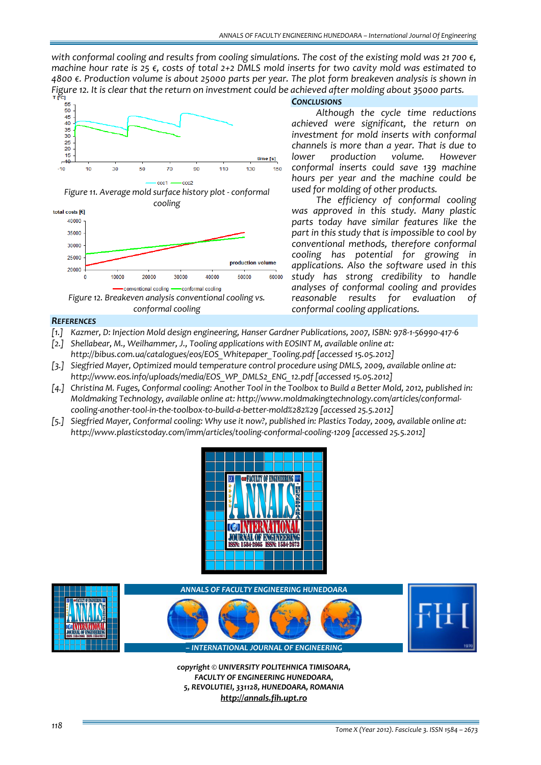with conformal cooling and results from cooling simulations. The cost of the existing mold was 21 700 €, machine hour rate is 25 €, costs of total 2+2 DMLS mold inserts for two cavity mold was estimated to 4800 €. Production volume is about 25000 parts per year. The plot form breakeven analysis is shown in Figure 12. It is clear that the return on investment could be achieved after molding about 35000 parts.

T [°C]
55
50
45
40
35
30
25
20
15
10
-10 10 30 50 70 90 110 130 150
time [s]
ccc1 ccc2

Figure 11. Average mold surface history plot - conformal cooling

total costs [€]
40000
35000
30000
25000
20000
0 10000 20000 30000 40000 50000 60000
production volume
conventional cooling conformal cooling

Figure 12. Breakeven analysis conventional cooling vs. conformal cooling

## CONCLUSIONS

Although the cycle time reductions achieved were significant, the return on investment for mold inserts with conformal channels is more than a year. That is due to lower production volume. However conformal inserts could save 139 machine hours per year and the machine could be used for molding of other products.

The efficiency of conformal cooling was approved in this study. Many plastic parts today have similar features like the part in this study that is impossible to cool by conventional methods, therefore conformal cooling has potential for growing in applications. Also the software used in this study has strong credibility to handle analyses of conformal cooling and provides reasonable results for evaluation of conformal cooling applications.

## REFERENCES

[1.] Kazmer, D: Injection Mold design engineering, Hanser Gardner Publications, 2007, ISBN: 978-1-56990-417-6

[2.] Shellabear, M., Weilhammer, J., Tooling applications with EOSINT M, available online at: http://bibus.com.ua/catalogues/eos/EOS_Whitepaper_Tooling.pdf [accessed 15.05.2012]

[3.] Siegfried Mayer, Optimized mould temperature control procedure using DMLS, 2009, available online at: http://www.eos.info/uploads/media/EOS_WP_DMLS2_ENG_12.pdf [accessed 15.05.2012]

[4.] Christina M. Fuges, Conformal cooling: Another Tool in the Toolbox to Build a Better Mold, 2012, published in: Moldmaking Technology, available online at: http://www.moldmakingtechnology.com/articles/conformal-cooling-another-tool-in-the-toolbox-to-build-a-better-mold%282%29 [accessed 25.5.2012]

[5.] Siegfried Mayer, Conformal cooling: Why use it now?, published in: Plastics Today, 2009, available online at: http://www.plasticstoday.com/imm/articles/tooling-conformal-cooling-1209 [accessed 25.5.2012]

ANNALS OF FACULTY ENGINEERING HUNEDOARA – INTERNATIONAL JOURNAL OF ENGINEERING

copyright © UNIVERSITY POLITEHNICA TIMISOARA,
FACULTY OF ENGINEERING HUNEDOARA,
5, REVOLUTIEI, 331128, HUNEDOARA, ROMANIA
http://annals.fih.upt.ro